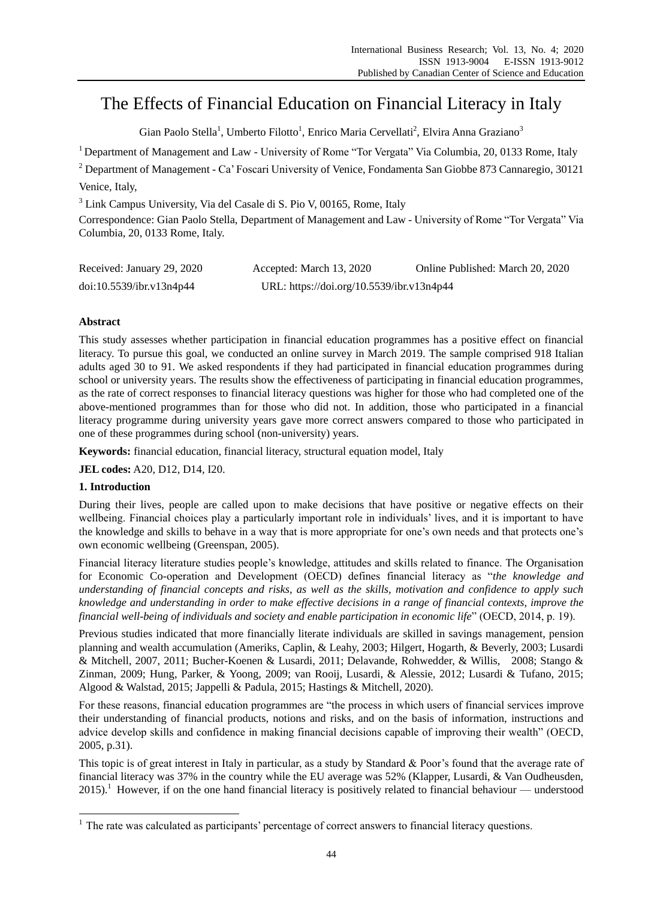# The Effects of Financial Education on Financial Literacy in Italy

Gian Paolo Stella[1], Umberto Filotto[1], Enrico Maria Cervellati[2], Elvira Anna Graziano[3]

[1] Department of Management and Law - University of Rome "Tor Vergata" Via Columbia, 20, 0133 Rome, Italy

[2] Department of Management - Ca' Foscari University of Venice, Fondamenta San Giobbe 873 Cannaregio, 30121 Venice, Italy,

[3] Link Campus University, Via del Casale di S. Pio V, 00165, Rome, Italy

Correspondence: Gian Paolo Stella, Department of Management and Law - University of Rome "Tor Vergata" Via Columbia, 20, 0133 Rome, Italy.

Received: January 29, 2020 Accepted: March 13, 2020 Online Published: March 20, 2020

doi:10.5539/ibr.v13n4p44 URL: https://doi.org/10.5539/ibr.v13n4p44

## Abstract

This study assesses whether participation in financial education programmes has a positive effect on financial literacy. To pursue this goal, we conducted an online survey in March 2019. The sample comprised 918 Italian adults aged 30 to 91. We asked respondents if they had participated in financial education programmes during school or university years. The results show the effectiveness of participating in financial education programmes, as the rate of correct responses to financial literacy questions was higher for those who had completed one of the above-mentioned programmes than for those who did not. In addition, those who participated in a financial literacy programme during university years gave more correct answers compared to those who participated in one of these programmes during school (non-university) years.

**Keywords:** financial education, financial literacy, structural equation model, Italy

**JEL codes:** A20, D12, D14, I20.

## 1. Introduction

During their lives, people are called upon to make decisions that have positive or negative effects on their wellbeing. Financial choices play a particularly important role in individuals' lives, and it is important to have the knowledge and skills to behave in a way that is more appropriate for one's own needs and that protects one's own economic wellbeing (Greenspan, 2005).

Financial literacy literature studies people's knowledge, attitudes and skills related to finance. The Organisation for Economic Co-operation and Development (OECD) defines financial literacy as "*the knowledge and understanding of financial concepts and risks, as well as the skills, motivation and confidence to apply such knowledge and understanding in order to make effective decisions in a range of financial contexts, improve the financial well-being of individuals and society and enable participation in economic life*" (OECD, 2014, p. 19).

Previous studies indicated that more financially literate individuals are skilled in savings management, pension planning and wealth accumulation (Ameriks, Caplin, & Leahy, 2003; Hilgert, Hogarth, & Beverly, 2003; Lusardi & Mitchell, 2007, 2011; Bucher-Koenen & Lusardi, 2011; Delavande, Rohwedder, & Willis, 2008; Stango & Zinman, 2009; Hung, Parker, & Yoong, 2009; van Rooij, Lusardi, & Alessie, 2012; Lusardi & Tufano, 2015; Algood & Walstad, 2015; Jappelli & Padula, 2015; Hastings & Mitchell, 2020).

For these reasons, financial education programmes are "the process in which users of financial services improve their understanding of financial products, notions and risks, and on the basis of information, instructions and advice develop skills and confidence in making financial decisions capable of improving their wealth" (OECD, 2005, p.31).

This topic is of great interest in Italy in particular, as a study by Standard & Poor's found that the average rate of financial literacy was 37% in the country while the EU average was 52% (Klapper, Lusardi, & Van Oudheusden, 2015).[1] However, if on the one hand financial literacy is positively related to financial behaviour — understood

[1] The rate was calculated as participants' percentage of correct answers to financial literacy questions.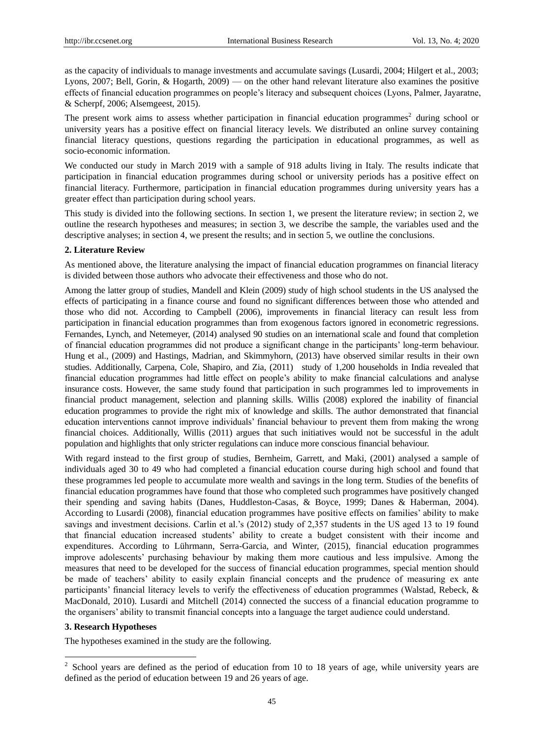as the capacity of individuals to manage investments and accumulate savings (Lusardi, 2004; Hilgert et al., 2003; Lyons, 2007; Bell, Gorin, & Hogarth, 2009) — on the other hand relevant literature also examines the positive effects of financial education programmes on people's literacy and subsequent choices (Lyons, Palmer, Jayaratne, & Scherpf, 2006; Alsemgeest, 2015).

The present work aims to assess whether participation in financial education programmes[2] during school or university years has a positive effect on financial literacy levels. We distributed an online survey containing financial literacy questions, questions regarding the participation in educational programmes, as well as socio-economic information.

We conducted our study in March 2019 with a sample of 918 adults living in Italy. The results indicate that participation in financial education programmes during school or university periods has a positive effect on financial literacy. Furthermore, participation in financial education programmes during university years has a greater effect than participation during school years.

This study is divided into the following sections. In section 1, we present the literature review; in section 2, we outline the research hypotheses and measures; in section 3, we describe the sample, the variables used and the descriptive analyses; in section 4, we present the results; and in section 5, we outline the conclusions.

## 2. Literature Review

As mentioned above, the literature analysing the impact of financial education programmes on financial literacy is divided between those authors who advocate their effectiveness and those who do not.

Among the latter group of studies, Mandell and Klein (2009) study of high school students in the US analysed the effects of participating in a finance course and found no significant differences between those who attended and those who did not. According to Campbell (2006), improvements in financial literacy can result less from participation in financial education programmes than from exogenous factors ignored in econometric regressions. Fernandes, Lynch, and Netemeyer, (2014) analysed 90 studies on an international scale and found that completion of financial education programmes did not produce a significant change in the participants' long-term behaviour. Hung et al., (2009) and Hastings, Madrian, and Skimmyhorn, (2013) have observed similar results in their own studies. Additionally, Carpena, Cole, Shapiro, and Zia, (2011) study of 1,200 households in India revealed that financial education programmes had little effect on people's ability to make financial calculations and analyse insurance costs. However, the same study found that participation in such programmes led to improvements in financial product management, selection and planning skills. Willis (2008) explored the inability of financial education programmes to provide the right mix of knowledge and skills. The author demonstrated that financial education interventions cannot improve individuals' financial behaviour to prevent them from making the wrong financial choices. Additionally, Willis (2011) argues that such initiatives would not be successful in the adult population and highlights that only stricter regulations can induce more conscious financial behaviour.

With regard instead to the first group of studies, Bernheim, Garrett, and Maki, (2001) analysed a sample of individuals aged 30 to 49 who had completed a financial education course during high school and found that these programmes led people to accumulate more wealth and savings in the long term. Studies of the benefits of financial education programmes have found that those who completed such programmes have positively changed their spending and saving habits (Danes, Huddleston-Casas, & Boyce, 1999; Danes & Haberman, 2004). According to Lusardi (2008), financial education programmes have positive effects on families' ability to make savings and investment decisions. Carlin et al.'s (2012) study of 2,357 students in the US aged 13 to 19 found that financial education increased students' ability to create a budget consistent with their income and expenditures. According to Lührmann, Serra-Garcia, and Winter, (2015), financial education programmes improve adolescents' purchasing behaviour by making them more cautious and less impulsive. Among the measures that need to be developed for the success of financial education programmes, special mention should be made of teachers' ability to easily explain financial concepts and the prudence of measuring ex ante participants' financial literacy levels to verify the effectiveness of education programmes (Walstad, Rebeck, & MacDonald, 2010). Lusardi and Mitchell (2014) connected the success of a financial education programme to the organisers' ability to transmit financial concepts into a language the target audience could understand.

## 3. Research Hypotheses

The hypotheses examined in the study are the following.

---

[2] School years are defined as the period of education from 10 to 18 years of age, while university years are defined as the period of education between 19 and 26 years of age.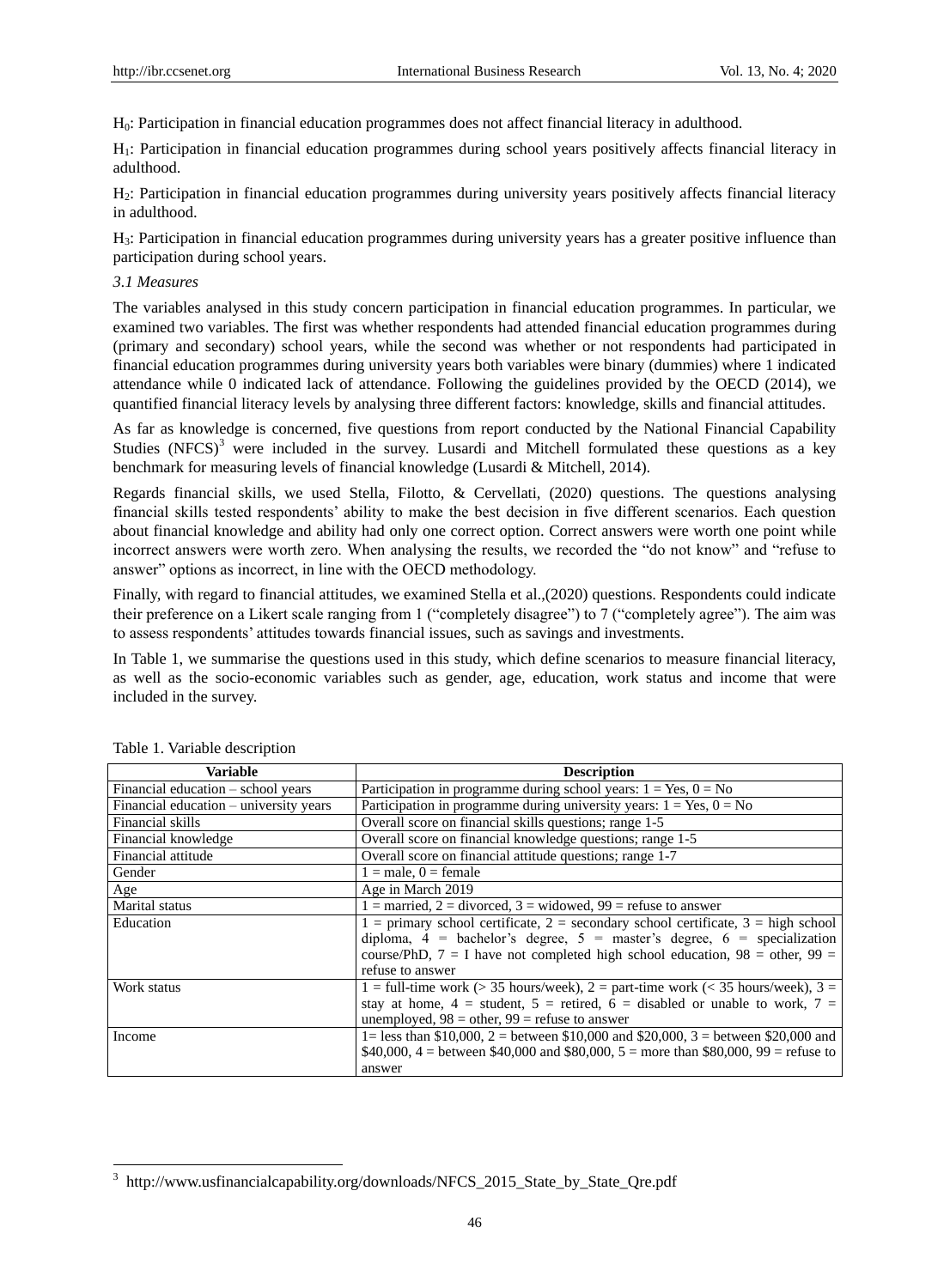$H_0$: Participation in financial education programmes does not affect financial literacy in adulthood.

$H_1$: Participation in financial education programmes during school years positively affects financial literacy in adulthood.

$H_2$: Participation in financial education programmes during university years positively affects financial literacy in adulthood.

$H_3$: Participation in financial education programmes during university years has a greater positive influence than participation during school years.

### *3.1 Measures*

The variables analysed in this study concern participation in financial education programmes. In particular, we examined two variables. The first was whether respondents had attended financial education programmes during (primary and secondary) school years, while the second was whether or not respondents had participated in financial education programmes during university years both variables were binary (dummies) where 1 indicated attendance while 0 indicated lack of attendance. Following the guidelines provided by the OECD (2014), we quantified financial literacy levels by analysing three different factors: knowledge, skills and financial attitudes.

As far as knowledge is concerned, five questions from report conducted by the National Financial Capability Studies (NFCS)[3] were included in the survey. Lusardi and Mitchell formulated these questions as a key benchmark for measuring levels of financial knowledge (Lusardi & Mitchell, 2014).

Regards financial skills, we used Stella, Filotto, & Cervellati, (2020) questions. The questions analysing financial skills tested respondents' ability to make the best decision in five different scenarios. Each question about financial knowledge and ability had only one correct option. Correct answers were worth one point while incorrect answers were worth zero. When analysing the results, we recorded the "do not know" and "refuse to answer" options as incorrect, in line with the OECD methodology.

Finally, with regard to financial attitudes, we examined Stella et al.,(2020) questions. Respondents could indicate their preference on a Likert scale ranging from 1 ("completely disagree") to 7 ("completely agree"). The aim was to assess respondents' attitudes towards financial issues, such as savings and investments.

In Table 1, we summarise the questions used in this study, which define scenarios to measure financial literacy, as well as the socio-economic variables such as gender, age, education, work status and income that were included in the survey.

Table 1. Variable description

| Variable | Description |
|---|---|
| Financial education – school years | Participation in programme during school years: 1 = Yes, 0 = No |
| Financial education – university years | Participation in programme during university years: 1 = Yes, 0 = No |
| Financial skills | Overall score on financial skills questions; range 1-5 |
| Financial knowledge | Overall score on financial knowledge questions; range 1-5 |
| Financial attitude | Overall score on financial attitude questions; range 1-7 |
| Gender | 1 = male, 0 = female |
| Age | Age in March 2019 |
| Marital status | 1 = married, 2 = divorced, 3 = widowed, 99 = refuse to answer |
| Education | 1 = primary school certificate, 2 = secondary school certificate, 3 = high school diploma, 4 = bachelor's degree, 5 = master's degree, 6 = specialization course/PhD, 7 = I have not completed high school education, 98 = other, 99 = refuse to answer |
| Work status | 1 = full-time work (> 35 hours/week), 2 = part-time work (< 35 hours/week), 3 = stay at home, 4 = student, 5 = retired, 6 = disabled or unable to work, 7 = unemployed, 98 = other, 99 = refuse to answer |
| Income | 1= less than $10,000, 2 = between $10,000 and $20,000, 3 = between $20,000 and $40,000, 4 = between $40,000 and $80,000, 5 = more than $80,000, 99 = refuse to answer |

[3] http://www.usfinancialcapability.org/downloads/NFCS_2015_State_by_State_Qre.pdf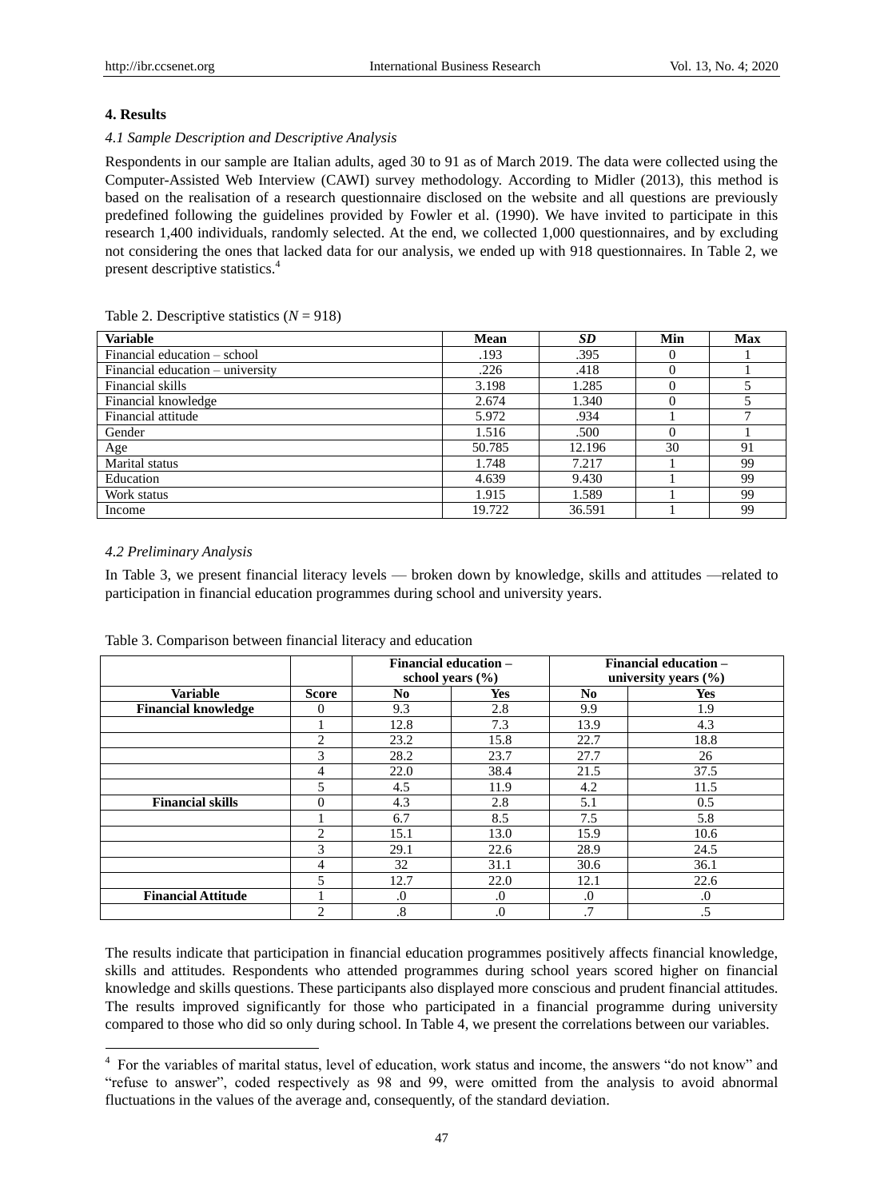## 4. Results

### *4.1 Sample Description and Descriptive Analysis*

Respondents in our sample are Italian adults, aged 30 to 91 as of March 2019. The data were collected using the Computer-Assisted Web Interview (CAWI) survey methodology. According to Midler (2013), this method is based on the realisation of a research questionnaire disclosed on the website and all questions are previously predefined following the guidelines provided by Fowler et al. (1990). We have invited to participate in this research 1,400 individuals, randomly selected. At the end, we collected 1,000 questionnaires, and by excluding not considering the ones that lacked data for our analysis, we ended up with 918 questionnaires. In Table 2, we present descriptive statistics.[4]

Table 2. Descriptive statistics (*N* = 918)

| Variable | Mean | *SD* | Min | Max |
|---|---|---|---|---|
| Financial education – school | .193 | .395 | 0 | 1 |
| Financial education – university | .226 | .418 | 0 | 1 |
| Financial skills | 3.198 | 1.285 | 0 | 5 |
| Financial knowledge | 2.674 | 1.340 | 0 | 5 |
| Financial attitude | 5.972 | .934 | 1 | 7 |
| Gender | 1.516 | .500 | 0 | 1 |
| Age | 50.785 | 12.196 | 30 | 91 |
| Marital status | 1.748 | 7.217 | 1 | 99 |
| Education | 4.639 | 9.430 | 1 | 99 |
| Work status | 1.915 | 1.589 | 1 | 99 |
| Income | 19.722 | 36.591 | 1 | 99 |

### *4.2 Preliminary Analysis*

In Table 3, we present financial literacy levels — broken down by knowledge, skills and attitudes —related to participation in financial education programmes during school and university years.

Table 3. Comparison between financial literacy and education

| | | Financial education – school years (%) | | Financial education – university years (%) | |
|---|---|---|---|---|---|
| **Variable** | **Score** | **No** | **Yes** | **No** | **Yes** |
| **Financial knowledge** | 0 | 9.3 | 2.8 | 9.9 | 1.9 |
| | 1 | 12.8 | 7.3 | 13.9 | 4.3 |
| | 2 | 23.2 | 15.8 | 22.7 | 18.8 |
| | 3 | 28.2 | 23.7 | 27.7 | 26 |
| | 4 | 22.0 | 38.4 | 21.5 | 37.5 |
| | 5 | 4.5 | 11.9 | 4.2 | 11.5 |
| **Financial skills** | 0 | 4.3 | 2.8 | 5.1 | 0.5 |
| | 1 | 6.7 | 8.5 | 7.5 | 5.8 |
| | 2 | 15.1 | 13.0 | 15.9 | 10.6 |
| | 3 | 29.1 | 22.6 | 28.9 | 24.5 |
| | 4 | 32 | 31.1 | 30.6 | 36.1 |
| | 5 | 12.7 | 22.0 | 12.1 | 22.6 |
| **Financial Attitude** | 1 | .0 | .0 | .0 | .0 |
| | 2 | .8 | .0 | .7 | .5 |

The results indicate that participation in financial education programmes positively affects financial knowledge, skills and attitudes. Respondents who attended programmes during school years scored higher on financial knowledge and skills questions. These participants also displayed more conscious and prudent financial attitudes. The results improved significantly for those who participated in a financial programme during university compared to those who did so only during school. In Table 4, we present the correlations between our variables.

---

[4] For the variables of marital status, level of education, work status and income, the answers "do not know" and "refuse to answer", coded respectively as 98 and 99, were omitted from the analysis to avoid abnormal fluctuations in the values of the average and, consequently, of the standard deviation.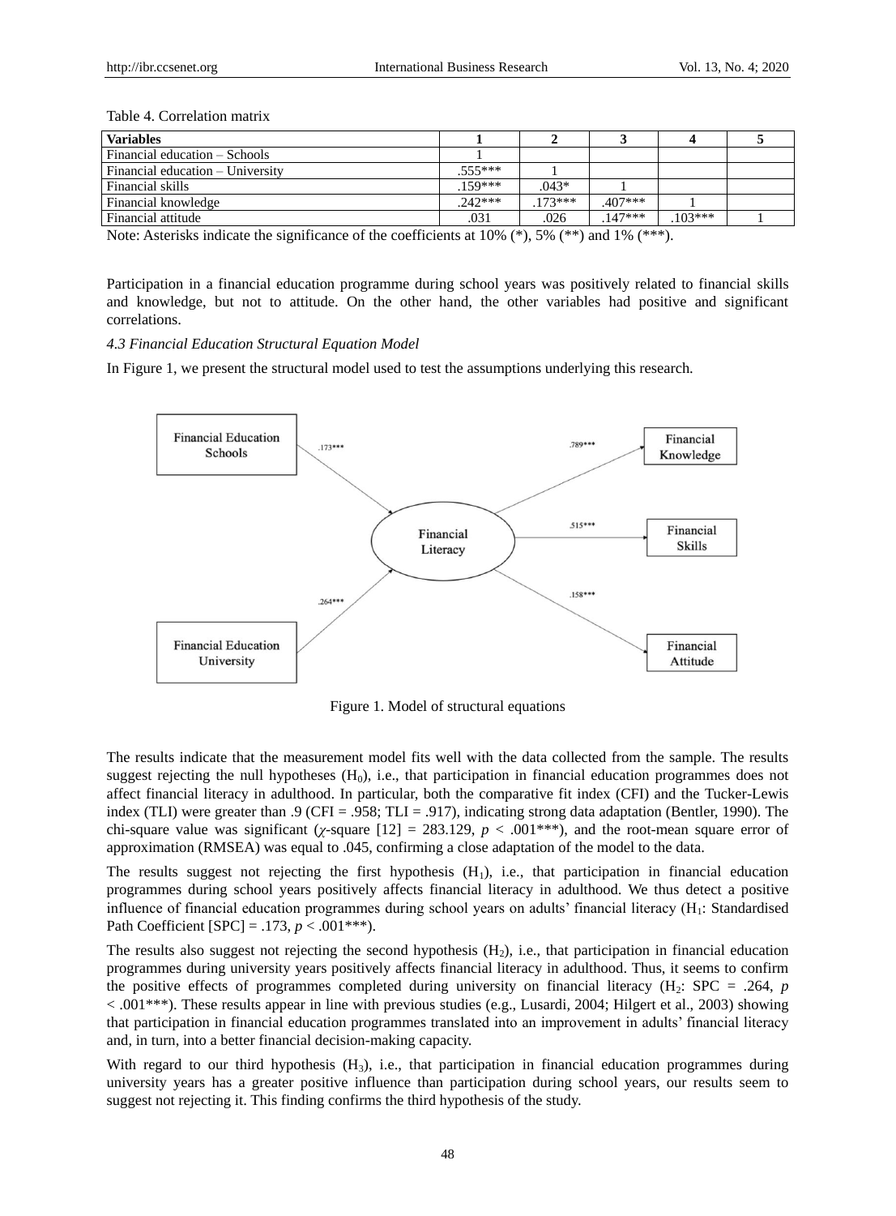Table 4. Correlation matrix

| Variables | 1 | 2 | 3 | 4 | 5 |
|---|---|---|---|---|---|
| Financial education – Schools | 1 | | | | |
| Financial education – University | .555*** | 1 | | | |
| Financial skills | .159*** | .043* | 1 | | |
| Financial knowledge | .242*** | .173*** | .407*** | 1 | |
| Financial attitude | .031 | .026 | .147*** | .103*** | 1 |

Note: Asterisks indicate the significance of the coefficients at 10% (*), 5% (**) and 1% (***).

Participation in a financial education programme during school years was positively related to financial skills and knowledge, but not to attitude. On the other hand, the other variables had positive and significant correlations.

### *4.3 Financial Education Structural Equation Model*

In Figure 1, we present the structural model used to test the assumptions underlying this research.

Financial Education Schools → Financial Literacy: .173***
Financial Education University → Financial Literacy: .264***
Financial Literacy → Financial Knowledge: .789***
Financial Literacy → Financial Skills: .515***
Financial Literacy → Financial Attitude: .158***

Figure 1. Model of structural equations

The results indicate that the measurement model fits well with the data collected from the sample. The results suggest rejecting the null hypotheses ($H_0$), i.e., that participation in financial education programmes does not affect financial literacy in adulthood. In particular, both the comparative fit index (CFI) and the Tucker-Lewis index (TLI) were greater than .9 (CFI = .958; TLI = .917), indicating strong data adaptation (Bentler, 1990). The chi-square value was significant ($\chi$-square [12] = 283.129, $p < .001$***), and the root-mean square error of approximation (RMSEA) was equal to .045, confirming a close adaptation of the model to the data.

The results suggest not rejecting the first hypothesis ($H_1$), i.e., that participation in financial education programmes during school years positively affects financial literacy in adulthood. We thus detect a positive influence of financial education programmes during school years on adults' financial literacy ($H_1$: Standardised Path Coefficient [SPC] = .173, $p < .001$***).

The results also suggest not rejecting the second hypothesis ($H_2$), i.e., that participation in financial education programmes during university years positively affects financial literacy in adulthood. Thus, it seems to confirm the positive effects of programmes completed during university on financial literacy ($H_2$: SPC = .264, $p < .001$***). These results appear in line with previous studies (e.g., Lusardi, 2004; Hilgert et al., 2003) showing that participation in financial education programmes translated into an improvement in adults' financial literacy and, in turn, into a better financial decision-making capacity.

With regard to our third hypothesis ($H_3$), i.e., that participation in financial education programmes during university years has a greater positive influence than participation during school years, our results seem to suggest not rejecting it. This finding confirms the third hypothesis of the study.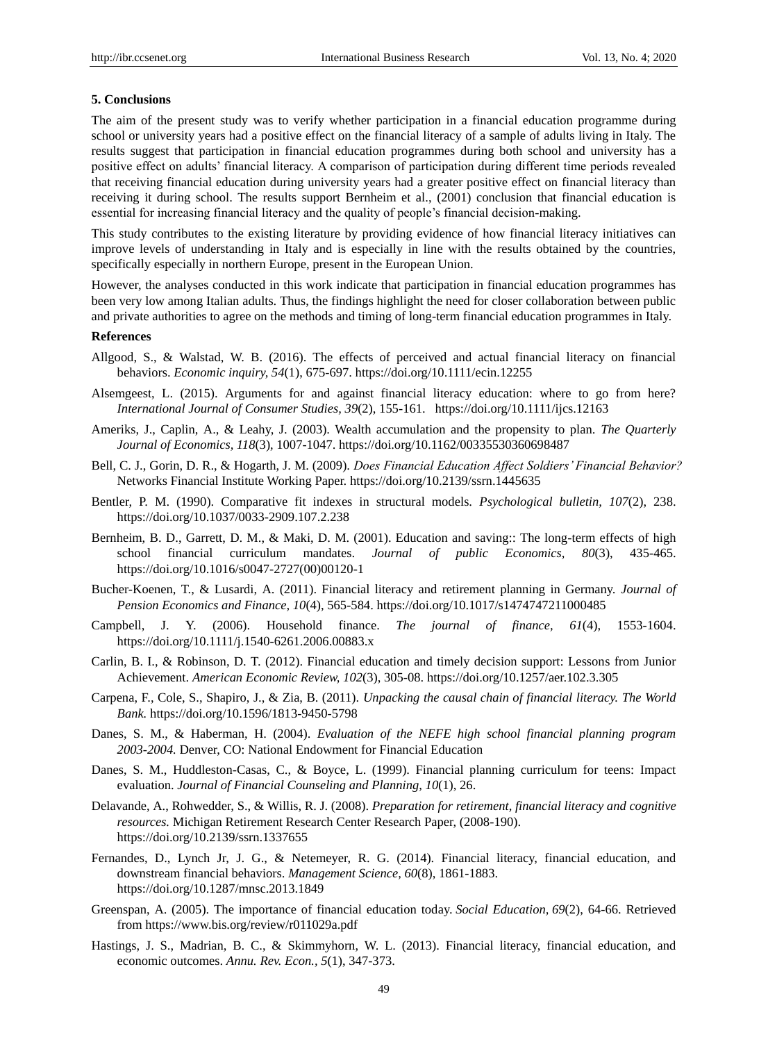## 5. Conclusions

The aim of the present study was to verify whether participation in a financial education programme during school or university years had a positive effect on the financial literacy of a sample of adults living in Italy. The results suggest that participation in financial education programmes during both school and university has a positive effect on adults' financial literacy. A comparison of participation during different time periods revealed that receiving financial education during university years had a greater positive effect on financial literacy than receiving it during school. The results support Bernheim et al., (2001) conclusion that financial education is essential for increasing financial literacy and the quality of people's financial decision-making.

This study contributes to the existing literature by providing evidence of how financial literacy initiatives can improve levels of understanding in Italy and is especially in line with the results obtained by the countries, specifically especially in northern Europe, present in the European Union.

However, the analyses conducted in this work indicate that participation in financial education programmes has been very low among Italian adults. Thus, the findings highlight the need for closer collaboration between public and private authorities to agree on the methods and timing of long-term financial education programmes in Italy.

## References

Allgood, S., & Walstad, W. B. (2016). The effects of perceived and actual financial literacy on financial behaviors. *Economic inquiry, 54*(1), 675-697. https://doi.org/10.1111/ecin.12255

Alsemgeest, L. (2015). Arguments for and against financial literacy education: where to go from here? *International Journal of Consumer Studies, 39*(2), 155-161. https://doi.org/10.1111/ijcs.12163

Ameriks, J., Caplin, A., & Leahy, J. (2003). Wealth accumulation and the propensity to plan. *The Quarterly Journal of Economics, 118*(3), 1007-1047. https://doi.org/10.1162/00335530360698487

Bell, C. J., Gorin, D. R., & Hogarth, J. M. (2009). *Does Financial Education Affect Soldiers' Financial Behavior?* Networks Financial Institute Working Paper. https://doi.org/10.2139/ssrn.1445635

Bentler, P. M. (1990). Comparative fit indexes in structural models. *Psychological bulletin, 107*(2), 238. https://doi.org/10.1037/0033-2909.107.2.238

Bernheim, B. D., Garrett, D. M., & Maki, D. M. (2001). Education and saving:: The long-term effects of high school financial curriculum mandates. *Journal of public Economics, 80*(3), 435-465. https://doi.org/10.1016/s0047-2727(00)00120-1

Bucher-Koenen, T., & Lusardi, A. (2011). Financial literacy and retirement planning in Germany. *Journal of Pension Economics and Finance, 10*(4), 565-584. https://doi.org/10.1017/s1474747211000485

Campbell, J. Y. (2006). Household finance. *The journal of finance, 61*(4), 1553-1604. https://doi.org/10.1111/j.1540-6261.2006.00883.x

Carlin, B. I., & Robinson, D. T. (2012). Financial education and timely decision support: Lessons from Junior Achievement. *American Economic Review, 102*(3), 305-08. https://doi.org/10.1257/aer.102.3.305

Carpena, F., Cole, S., Shapiro, J., & Zia, B. (2011). *Unpacking the causal chain of financial literacy. The World Bank.* https://doi.org/10.1596/1813-9450-5798

Danes, S. M., & Haberman, H. (2004). *Evaluation of the NEFE high school financial planning program 2003-2004.* Denver, CO: National Endowment for Financial Education

Danes, S. M., Huddleston-Casas, C., & Boyce, L. (1999). Financial planning curriculum for teens: Impact evaluation. *Journal of Financial Counseling and Planning, 10*(1), 26.

Delavande, A., Rohwedder, S., & Willis, R. J. (2008). *Preparation for retirement, financial literacy and cognitive resources.* Michigan Retirement Research Center Research Paper, (2008-190). https://doi.org/10.2139/ssrn.1337655

Fernandes, D., Lynch Jr, J. G., & Netemeyer, R. G. (2014). Financial literacy, financial education, and downstream financial behaviors. *Management Science, 60*(8), 1861-1883. https://doi.org/10.1287/mnsc.2013.1849

Greenspan, A. (2005). The importance of financial education today. *Social Education, 69*(2), 64-66. Retrieved from https://www.bis.org/review/r011029a.pdf

Hastings, J. S., Madrian, B. C., & Skimmyhorn, W. L. (2013). Financial literacy, financial education, and economic outcomes. *Annu. Rev. Econ., 5*(1), 347-373.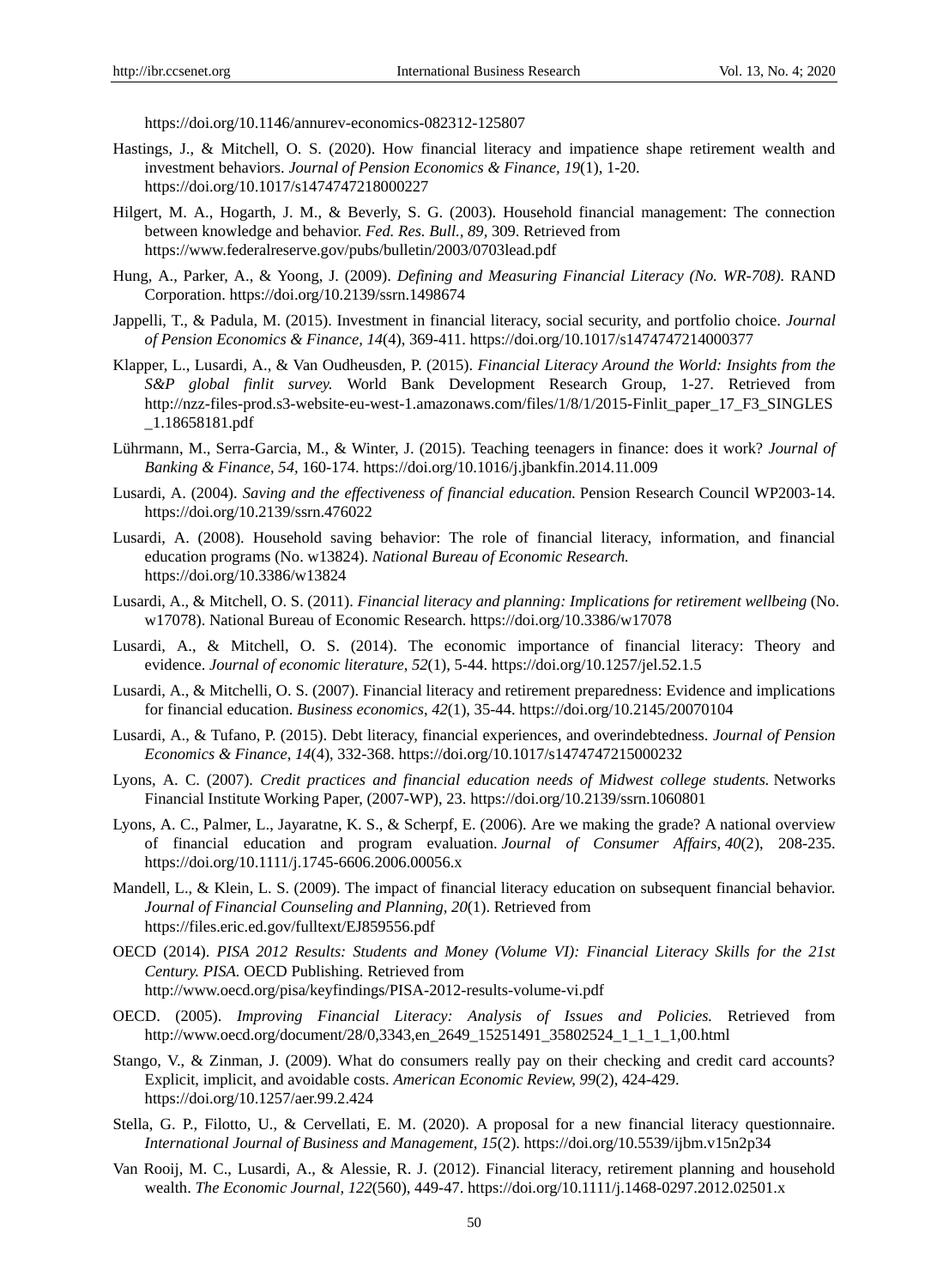https://doi.org/10.1146/annurev-economics-082312-125807

Hastings, J., & Mitchell, O. S. (2020). How financial literacy and impatience shape retirement wealth and investment behaviors. *Journal of Pension Economics & Finance, 19*(1), 1-20. https://doi.org/10.1017/s1474747218000227

Hilgert, M. A., Hogarth, J. M., & Beverly, S. G. (2003). Household financial management: The connection between knowledge and behavior. *Fed. Res. Bull., 89*, 309. Retrieved from https://www.federalreserve.gov/pubs/bulletin/2003/0703lead.pdf

Hung, A., Parker, A., & Yoong, J. (2009). *Defining and Measuring Financial Literacy (No. WR-708)*. RAND Corporation. https://doi.org/10.2139/ssrn.1498674

Jappelli, T., & Padula, M. (2015). Investment in financial literacy, social security, and portfolio choice. *Journal of Pension Economics & Finance, 14*(4), 369-411. https://doi.org/10.1017/s1474747214000377

Klapper, L., Lusardi, A., & Van Oudheusden, P. (2015). *Financial Literacy Around the World: Insights from the S&P global finlit survey.* World Bank Development Research Group, 1-27. Retrieved from http://nzz-files-prod.s3-website-eu-west-1.amazonaws.com/files/1/8/1/2015-Finlit_paper_17_F3_SINGLES_1.18658181.pdf

Lührmann, M., Serra-Garcia, M., & Winter, J. (2015). Teaching teenagers in finance: does it work? *Journal of Banking & Finance, 54*, 160-174. https://doi.org/10.1016/j.jbankfin.2014.11.009

Lusardi, A. (2004). *Saving and the effectiveness of financial education.* Pension Research Council WP2003-14. https://doi.org/10.2139/ssrn.476022

Lusardi, A. (2008). Household saving behavior: The role of financial literacy, information, and financial education programs (No. w13824). *National Bureau of Economic Research.* https://doi.org/10.3386/w13824

Lusardi, A., & Mitchell, O. S. (2011). *Financial literacy and planning: Implications for retirement wellbeing* (No. w17078). National Bureau of Economic Research. https://doi.org/10.3386/w17078

Lusardi, A., & Mitchell, O. S. (2014). The economic importance of financial literacy: Theory and evidence. *Journal of economic literature, 52*(1), 5-44. https://doi.org/10.1257/jel.52.1.5

Lusardi, A., & Mitchelli, O. S. (2007). Financial literacy and retirement preparedness: Evidence and implications for financial education. *Business economics, 42*(1), 35-44. https://doi.org/10.2145/20070104

Lusardi, A., & Tufano, P. (2015). Debt literacy, financial experiences, and overindebtedness. *Journal of Pension Economics & Finance, 14*(4), 332-368. https://doi.org/10.1017/s1474747215000232

Lyons, A. C. (2007). *Credit practices and financial education needs of Midwest college students.* Networks Financial Institute Working Paper, (2007-WP), 23. https://doi.org/10.2139/ssrn.1060801

Lyons, A. C., Palmer, L., Jayaratne, K. S., & Scherpf, E. (2006). Are we making the grade? A national overview of financial education and program evaluation. *Journal of Consumer Affairs, 40*(2), 208-235. https://doi.org/10.1111/j.1745-6606.2006.00056.x

Mandell, L., & Klein, L. S. (2009). The impact of financial literacy education on subsequent financial behavior. *Journal of Financial Counseling and Planning, 20*(1). Retrieved from https://files.eric.ed.gov/fulltext/EJ859556.pdf

OECD (2014). *PISA 2012 Results: Students and Money (Volume VI): Financial Literacy Skills for the 21st Century. PISA.* OECD Publishing. Retrieved from http://www.oecd.org/pisa/keyfindings/PISA-2012-results-volume-vi.pdf

OECD. (2005). *Improving Financial Literacy: Analysis of Issues and Policies.* Retrieved from http://www.oecd.org/document/28/0,3343,en_2649_15251491_35802524_1_1_1_1,00.html

Stango, V., & Zinman, J. (2009). What do consumers really pay on their checking and credit card accounts? Explicit, implicit, and avoidable costs. *American Economic Review, 99*(2), 424-429. https://doi.org/10.1257/aer.99.2.424

Stella, G. P., Filotto, U., & Cervellati, E. M. (2020). A proposal for a new financial literacy questionnaire. *International Journal of Business and Management, 15*(2). https://doi.org/10.5539/ijbm.v15n2p34

Van Rooij, M. C., Lusardi, A., & Alessie, R. J. (2012). Financial literacy, retirement planning and household wealth. *The Economic Journal, 122*(560), 449-47. https://doi.org/10.1111/j.1468-0297.2012.02501.x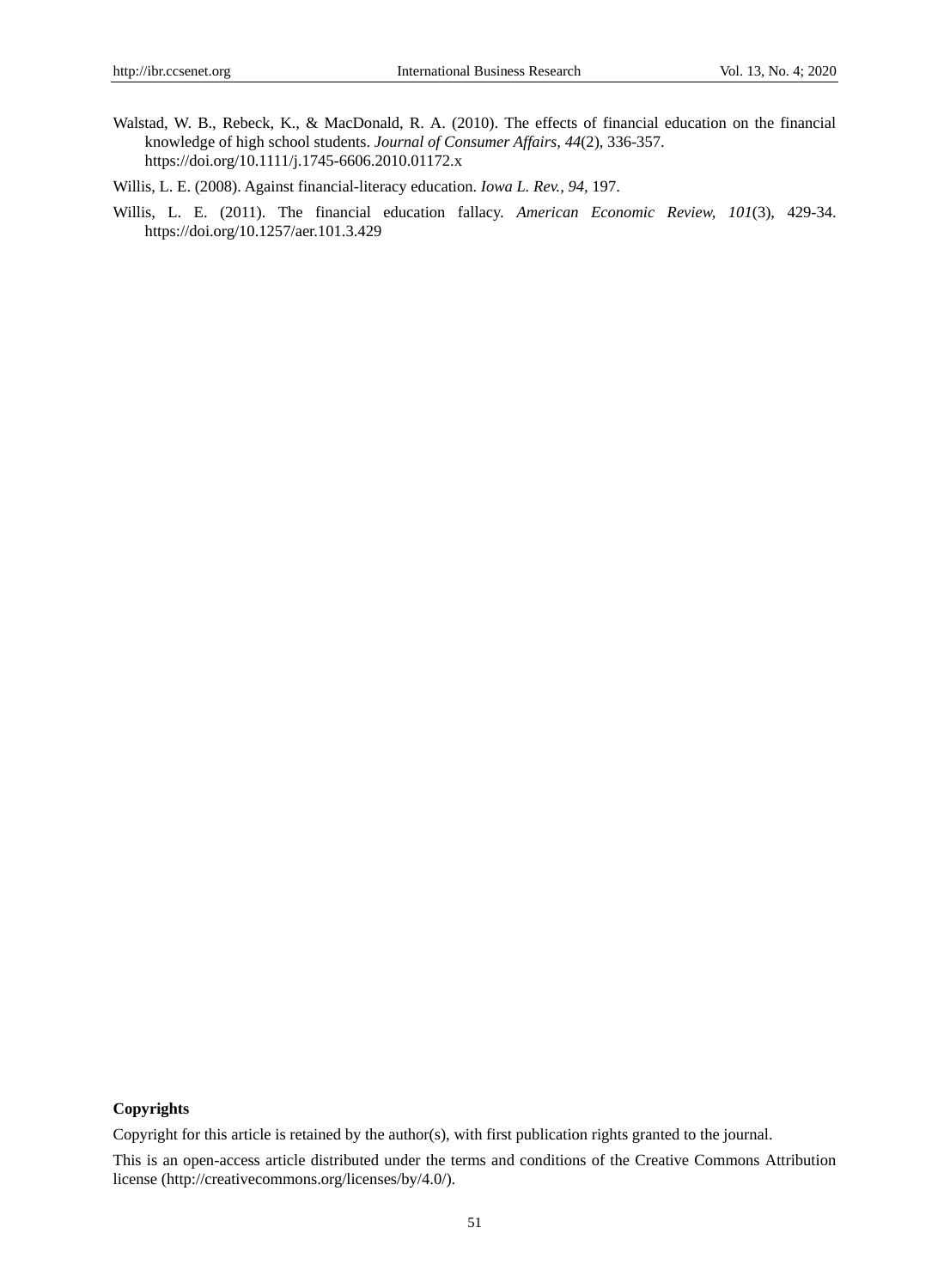Walstad, W. B., Rebeck, K., & MacDonald, R. A. (2010). The effects of financial education on the financial knowledge of high school students. *Journal of Consumer Affairs, 44*(2), 336-357. https://doi.org/10.1111/j.1745-6606.2010.01172.x

Willis, L. E. (2008). Against financial-literacy education. *Iowa L. Rev.*, *94*, 197.

Willis, L. E. (2011). The financial education fallacy. *American Economic Review, 101*(3), 429-34. https://doi.org/10.1257/aer.101.3.429

**Copyrights**

Copyright for this article is retained by the author(s), with first publication rights granted to the journal.

This is an open-access article distributed under the terms and conditions of the Creative Commons Attribution license (http://creativecommons.org/licenses/by/4.0/).